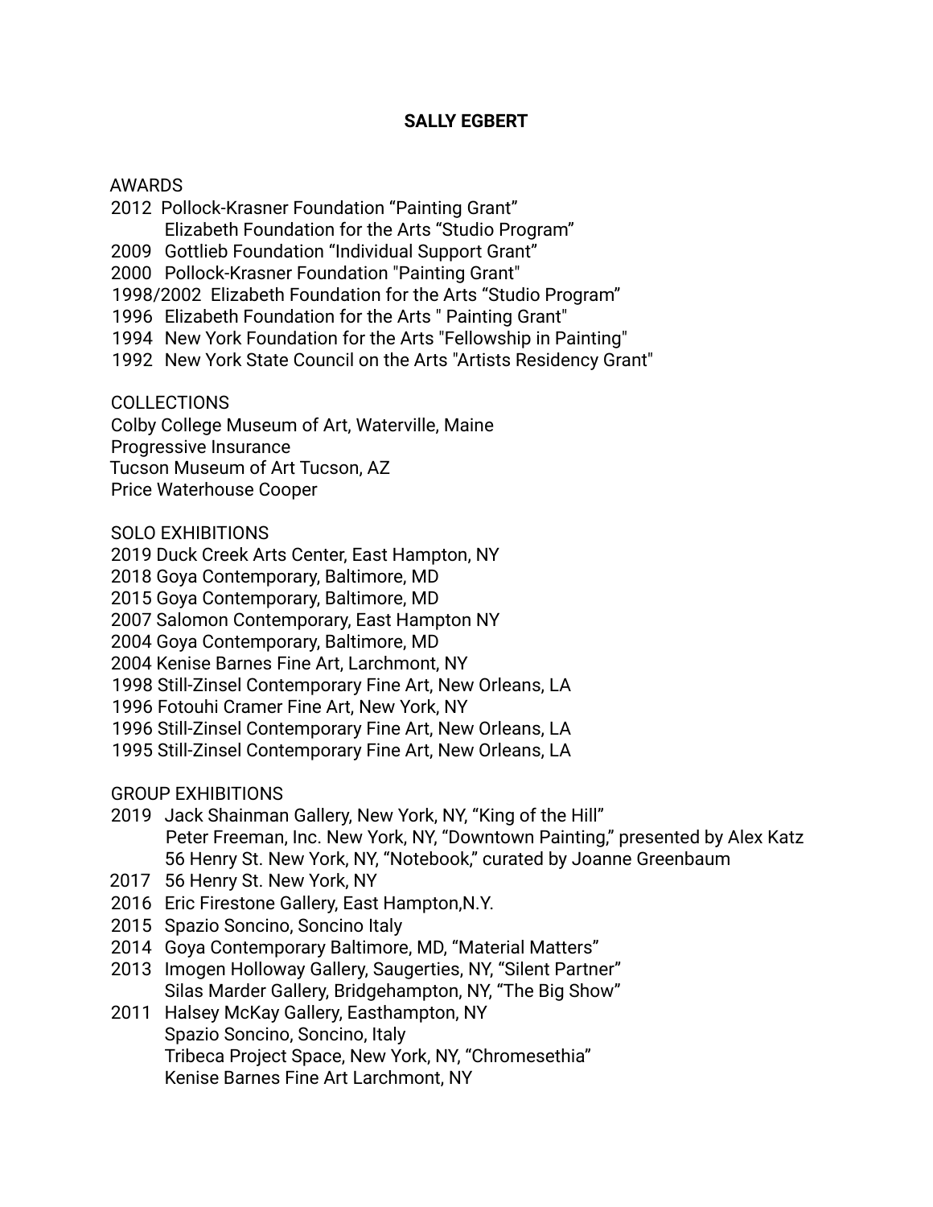# SALLY EGBERT

## AWARDS

2012 Pollock-Krasner Foundation “Painting Grant”
Elizabeth Foundation for the Arts “Studio Program”
2009 Gottlieb Foundation “Individual Support Grant”
2000 Pollock-Krasner Foundation "Painting Grant"
1998/2002 Elizabeth Foundation for the Arts “Studio Program”
1996 Elizabeth Foundation for the Arts " Painting Grant"
1994 New York Foundation for the Arts "Fellowship in Painting"
1992 New York State Council on the Arts "Artists Residency Grant"

## COLLECTIONS

Colby College Museum of Art, Waterville, Maine
Progressive Insurance
Tucson Museum of Art Tucson, AZ
Price Waterhouse Cooper

## SOLO EXHIBITIONS

2019 Duck Creek Arts Center, East Hampton, NY
2018 Goya Contemporary, Baltimore, MD
2015 Goya Contemporary, Baltimore, MD
2007 Salomon Contemporary, East Hampton NY
2004 Goya Contemporary, Baltimore, MD
2004 Kenise Barnes Fine Art, Larchmont, NY
1998 Still-Zinsel Contemporary Fine Art, New Orleans, LA
1996 Fotouhi Cramer Fine Art, New York, NY
1996 Still-Zinsel Contemporary Fine Art, New Orleans, LA
1995 Still-Zinsel Contemporary Fine Art, New Orleans, LA

## GROUP EXHIBITIONS

2019 Jack Shainman Gallery, New York, NY, “King of the Hill”
Peter Freeman, Inc. New York, NY, “Downtown Painting,” presented by Alex Katz
56 Henry St. New York, NY, “Notebook,” curated by Joanne Greenbaum
2017 56 Henry St. New York, NY
2016 Eric Firestone Gallery, East Hampton,N.Y.
2015 Spazio Soncino, Soncino Italy
2014 Goya Contemporary Baltimore, MD, “Material Matters”
2013 Imogen Holloway Gallery, Saugerties, NY, “Silent Partner”
Silas Marder Gallery, Bridgehampton, NY, “The Big Show”
2011 Halsey McKay Gallery, Easthampton, NY
Spazio Soncino, Soncino, Italy
Tribeca Project Space, New York, NY, “Chromesethia”
Kenise Barnes Fine Art Larchmont, NY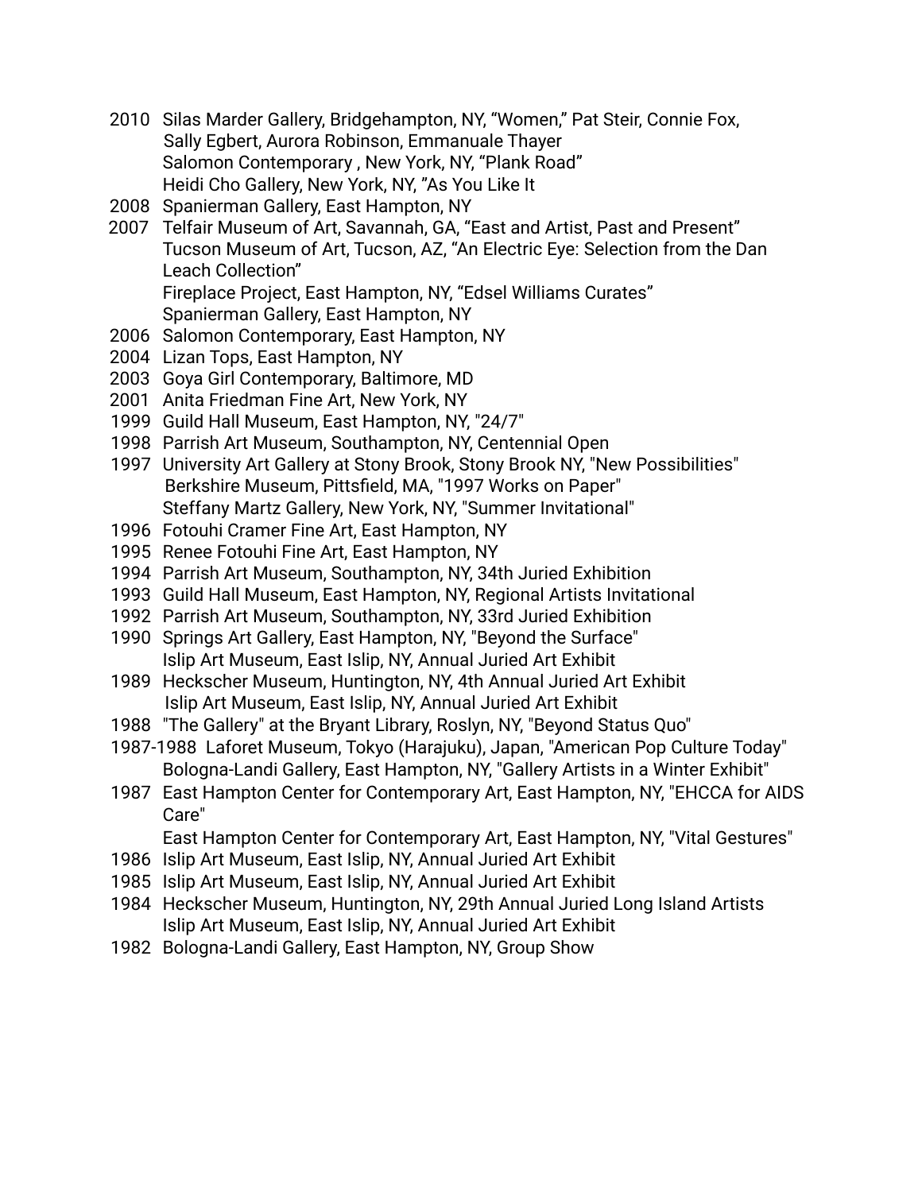2010 Silas Marder Gallery, Bridgehampton, NY, “Women,” Pat Steir, Connie Fox, Sally Egbert, Aurora Robinson, Emmanuale Thayer
Salomon Contemporary , New York, NY, “Plank Road”
Heidi Cho Gallery, New York, NY, ”As You Like It
2008 Spanierman Gallery, East Hampton, NY
2007 Telfair Museum of Art, Savannah, GA, “East and Artist, Past and Present”
Tucson Museum of Art, Tucson, AZ, “An Electric Eye: Selection from the Dan Leach Collection”
Fireplace Project, East Hampton, NY, “Edsel Williams Curates”
Spanierman Gallery, East Hampton, NY
2006 Salomon Contemporary, East Hampton, NY
2004 Lizan Tops, East Hampton, NY
2003 Goya Girl Contemporary, Baltimore, MD
2001 Anita Friedman Fine Art, New York, NY
1999 Guild Hall Museum, East Hampton, NY, "24/7"
1998 Parrish Art Museum, Southampton, NY, Centennial Open
1997 University Art Gallery at Stony Brook, Stony Brook NY, "New Possibilities"
Berkshire Museum, Pittsfield, MA, "1997 Works on Paper"
Steffany Martz Gallery, New York, NY, "Summer Invitational"
1996 Fotouhi Cramer Fine Art, East Hampton, NY
1995 Renee Fotouhi Fine Art, East Hampton, NY
1994 Parrish Art Museum, Southampton, NY, 34th Juried Exhibition
1993 Guild Hall Museum, East Hampton, NY, Regional Artists Invitational
1992 Parrish Art Museum, Southampton, NY, 33rd Juried Exhibition
1990 Springs Art Gallery, East Hampton, NY, "Beyond the Surface"
Islip Art Museum, East Islip, NY, Annual Juried Art Exhibit
1989 Heckscher Museum, Huntington, NY, 4th Annual Juried Art Exhibit
Islip Art Museum, East Islip, NY, Annual Juried Art Exhibit
1988 "The Gallery" at the Bryant Library, Roslyn, NY, "Beyond Status Quo"
1987-1988 Laforet Museum, Tokyo (Harajuku), Japan, "American Pop Culture Today"
Bologna-Landi Gallery, East Hampton, NY, "Gallery Artists in a Winter Exhibit"
1987 East Hampton Center for Contemporary Art, East Hampton, NY, "EHCCA for AIDS Care"
East Hampton Center for Contemporary Art, East Hampton, NY, "Vital Gestures"
1986 Islip Art Museum, East Islip, NY, Annual Juried Art Exhibit
1985 Islip Art Museum, East Islip, NY, Annual Juried Art Exhibit
1984 Heckscher Museum, Huntington, NY, 29th Annual Juried Long Island Artists
Islip Art Museum, East Islip, NY, Annual Juried Art Exhibit
1982 Bologna-Landi Gallery, East Hampton, NY, Group Show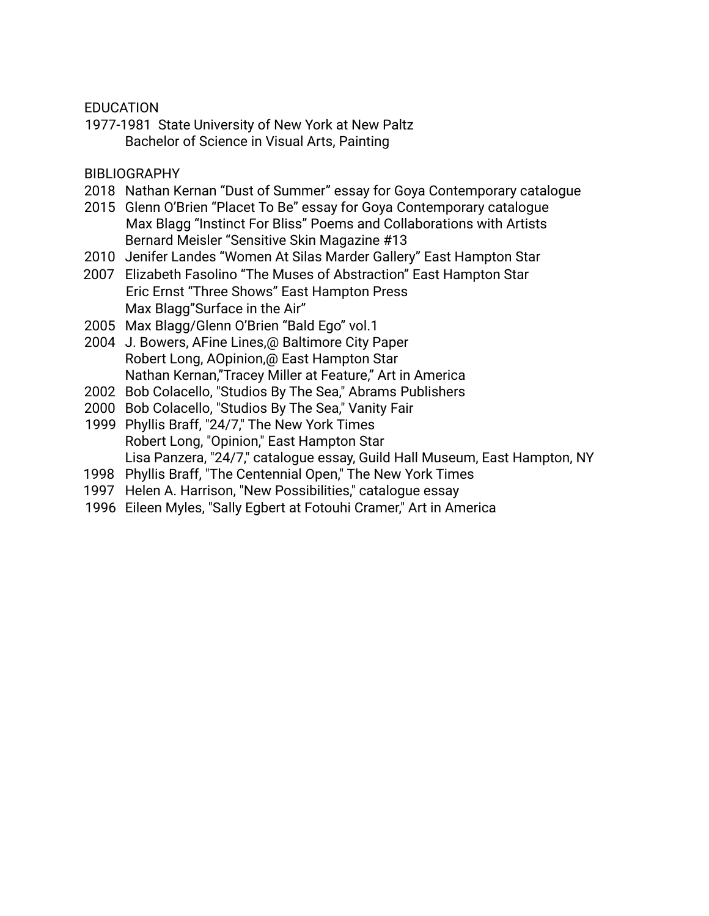## EDUCATION

1977-1981 State University of New York at New Paltz
Bachelor of Science in Visual Arts, Painting

## BIBLIOGRAPHY

2018 Nathan Kernan “Dust of Summer” essay for Goya Contemporary catalogue
2015 Glenn O’Brien “Placet To Be” essay for Goya Contemporary catalogue
Max Blagg “Instinct For Bliss” Poems and Collaborations with Artists
Bernard Meisler “Sensitive Skin Magazine #13
2010 Jenifer Landes “Women At Silas Marder Gallery” East Hampton Star
2007 Elizabeth Fasolino “The Muses of Abstraction” East Hampton Star
Eric Ernst “Three Shows” East Hampton Press
Max Blagg”Surface in the Air”
2005 Max Blagg/Glenn O’Brien “Bald Ego” vol.1
2004 J. Bowers, AFine Lines,@ Baltimore City Paper
Robert Long, AOpinion,@ East Hampton Star
Nathan Kernan,”Tracey Miller at Feature,” Art in America
2002 Bob Colacello, "Studios By The Sea," Abrams Publishers
2000 Bob Colacello, "Studios By The Sea," Vanity Fair
1999 Phyllis Braff, "24/7," The New York Times
Robert Long, "Opinion," East Hampton Star
Lisa Panzera, "24/7," catalogue essay, Guild Hall Museum, East Hampton, NY
1998 Phyllis Braff, "The Centennial Open," The New York Times
1997 Helen A. Harrison, "New Possibilities," catalogue essay
1996 Eileen Myles, "Sally Egbert at Fotouhi Cramer," Art in America